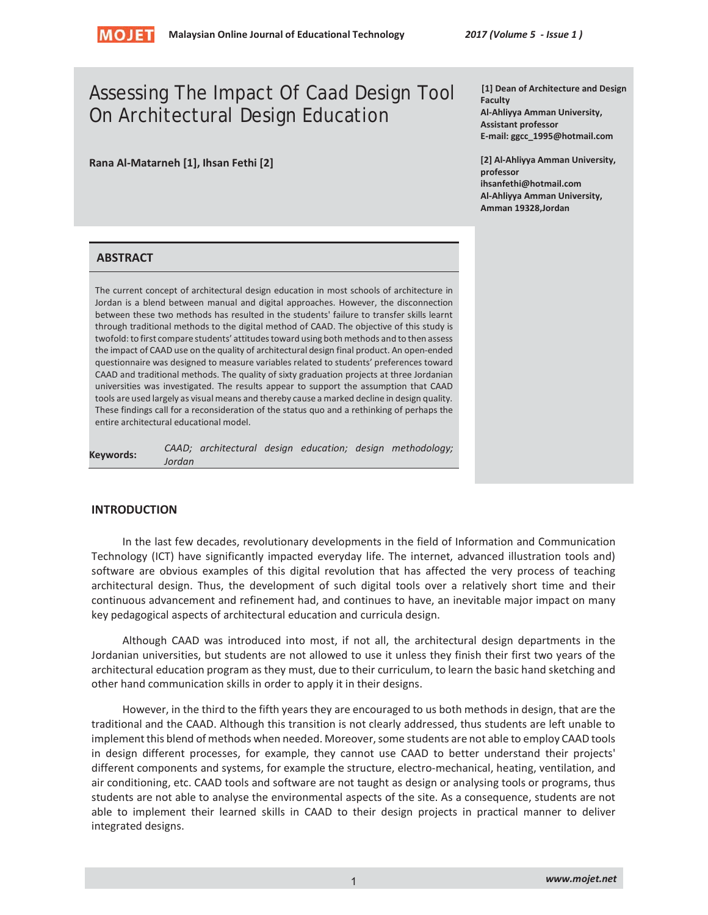# Assessing The Impact Of Caad Design Tool On Architectural Design Education

**Rana Al-Matarneh [1], Ihsan Fethi [2]**

**[1] Dean of Architecture and Design Faculty**
**Al-Ahliyya Amman University, Assistant professor**
**E-mail: ggcc_1995@hotmail.com**

**[2] Al-Ahliyya Amman University, professor**
**ihsanfethi@hotmail.com**
**Al-Ahliyya Amman University, Amman 19328,Jordan**

## ABSTRACT

The current concept of architectural design education in most schools of architecture in Jordan is a blend between manual and digital approaches. However, the disconnection between these two methods has resulted in the students' failure to transfer skills learnt through traditional methods to the digital method of CAAD. The objective of this study is twofold: to first compare students' attitudes toward using both methods and to then assess the impact of CAAD use on the quality of architectural design final product. An open-ended questionnaire was designed to measure variables related to students' preferences toward CAAD and traditional methods. The quality of sixty graduation projects at three Jordanian universities was investigated. The results appear to support the assumption that CAAD tools are used largely as visual means and thereby cause a marked decline in design quality. These findings call for a reconsideration of the status quo and a rethinking of perhaps the entire architectural educational model.

**Keywords:** *CAAD; architectural design education; design methodology; Jordan*

## INTRODUCTION

In the last few decades, revolutionary developments in the field of Information and Communication Technology (ICT) have significantly impacted everyday life. The internet, advanced illustration tools and) software are obvious examples of this digital revolution that has affected the very process of teaching architectural design. Thus, the development of such digital tools over a relatively short time and their continuous advancement and refinement had, and continues to have, an inevitable major impact on many key pedagogical aspects of architectural education and curricula design.

Although CAAD was introduced into most, if not all, the architectural design departments in the Jordanian universities, but students are not allowed to use it unless they finish their first two years of the architectural education program as they must, due to their curriculum, to learn the basic hand sketching and other hand communication skills in order to apply it in their designs.

However, in the third to the fifth years they are encouraged to us both methods in design, that are the traditional and the CAAD. Although this transition is not clearly addressed, thus students are left unable to implement this blend of methods when needed. Moreover, some students are not able to employ CAAD tools in design different processes, for example, they cannot use CAAD to better understand their projects' different components and systems, for example the structure, electro-mechanical, heating, ventilation, and air conditioning, etc. CAAD tools and software are not taught as design or analysing tools or programs, thus students are not able to analyse the environmental aspects of the site. As a consequence, students are not able to implement their learned skills in CAAD to their design projects in practical manner to deliver integrated designs.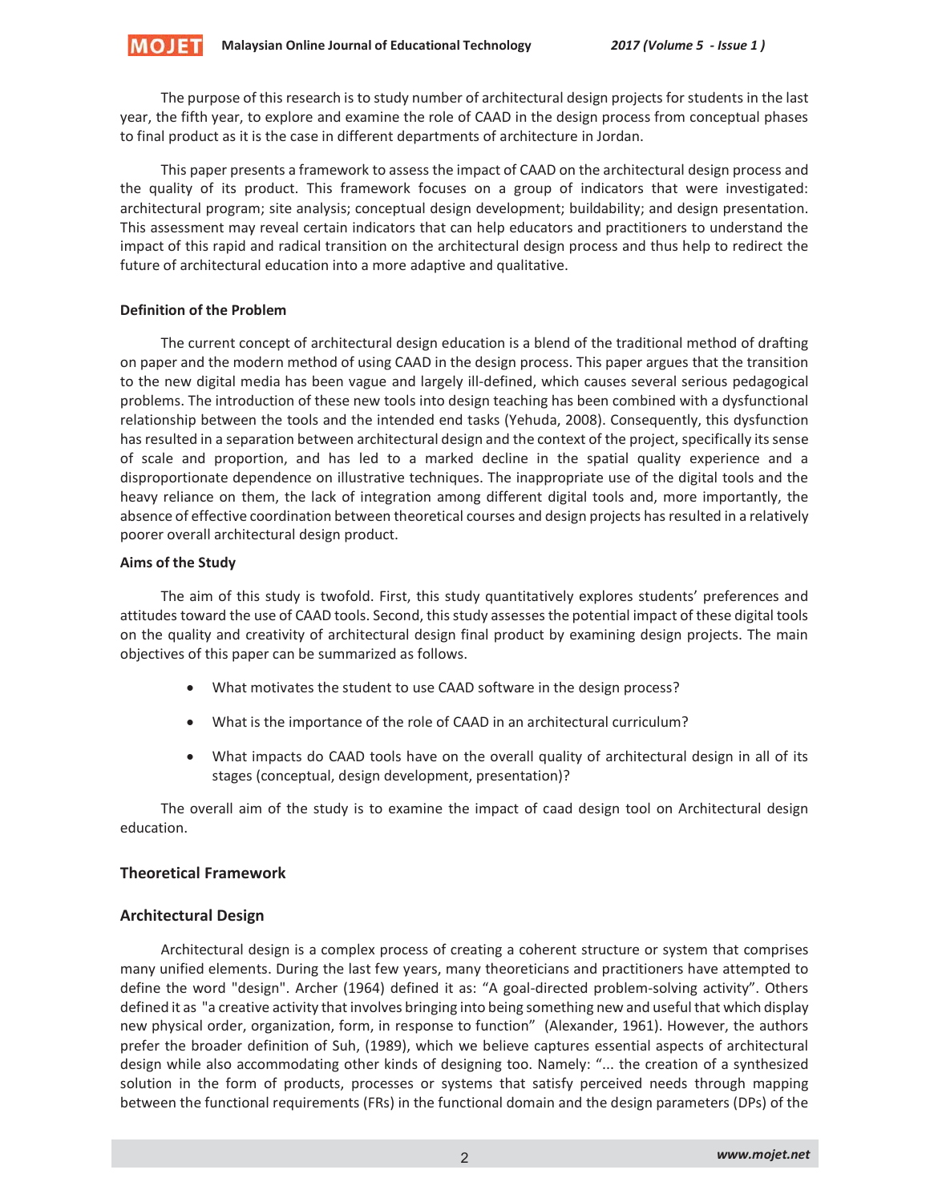The purpose of this research is to study number of architectural design projects for students in the last year, the fifth year, to explore and examine the role of CAAD in the design process from conceptual phases to final product as it is the case in different departments of architecture in Jordan.

This paper presents a framework to assess the impact of CAAD on the architectural design process and the quality of its product. This framework focuses on a group of indicators that were investigated: architectural program; site analysis; conceptual design development; buildability; and design presentation. This assessment may reveal certain indicators that can help educators and practitioners to understand the impact of this rapid and radical transition on the architectural design process and thus help to redirect the future of architectural education into a more adaptive and qualitative.

**Definition of the Problem**

The current concept of architectural design education is a blend of the traditional method of drafting on paper and the modern method of using CAAD in the design process. This paper argues that the transition to the new digital media has been vague and largely ill-defined, which causes several serious pedagogical problems. The introduction of these new tools into design teaching has been combined with a dysfunctional relationship between the tools and the intended end tasks (Yehuda, 2008). Consequently, this dysfunction has resulted in a separation between architectural design and the context of the project, specifically its sense of scale and proportion, and has led to a marked decline in the spatial quality experience and a disproportionate dependence on illustrative techniques. The inappropriate use of the digital tools and the heavy reliance on them, the lack of integration among different digital tools and, more importantly, the absence of effective coordination between theoretical courses and design projects has resulted in a relatively poorer overall architectural design product.

**Aims of the Study**

The aim of this study is twofold. First, this study quantitatively explores students' preferences and attitudes toward the use of CAAD tools. Second, this study assesses the potential impact of these digital tools on the quality and creativity of architectural design final product by examining design projects. The main objectives of this paper can be summarized as follows.

- What motivates the student to use CAAD software in the design process?
- What is the importance of the role of CAAD in an architectural curriculum?
- What impacts do CAAD tools have on the overall quality of architectural design in all of its stages (conceptual, design development, presentation)?

The overall aim of the study is to examine the impact of caad design tool on Architectural design education.

## Theoretical Framework

## Architectural Design

Architectural design is a complex process of creating a coherent structure or system that comprises many unified elements. During the last few years, many theoreticians and practitioners have attempted to define the word "design". Archer (1964) defined it as: "A goal-directed problem-solving activity". Others defined it as "a creative activity that involves bringing into being something new and useful that which display new physical order, organization, form, in response to function" (Alexander, 1961). However, the authors prefer the broader definition of Suh, (1989), which we believe captures essential aspects of architectural design while also accommodating other kinds of designing too. Namely: "... the creation of a synthesized solution in the form of products, processes or systems that satisfy perceived needs through mapping between the functional requirements (FRs) in the functional domain and the design parameters (DPs) of the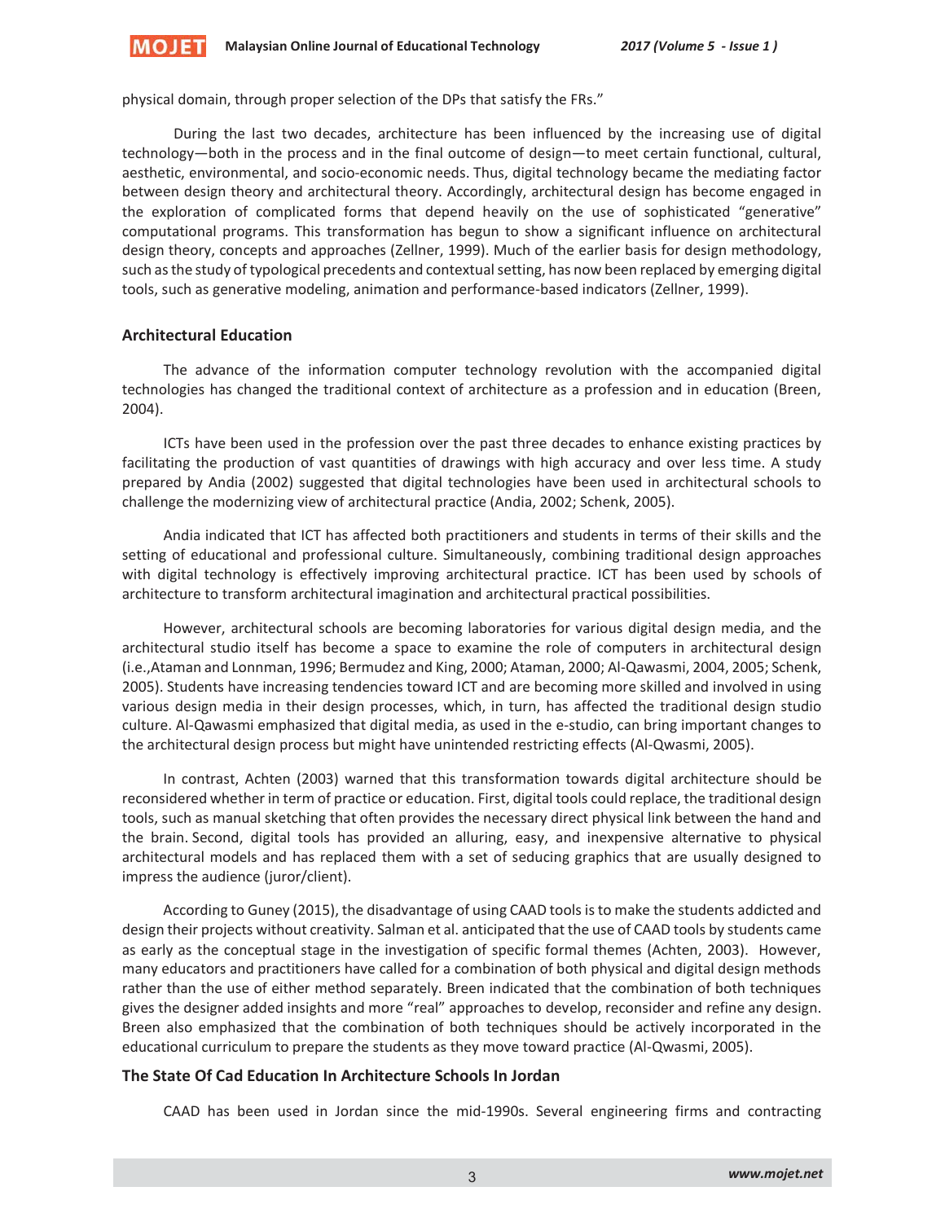physical domain, through proper selection of the DPs that satisfy the FRs."

During the last two decades, architecture has been influenced by the increasing use of digital technology—both in the process and in the final outcome of design—to meet certain functional, cultural, aesthetic, environmental, and socio-economic needs. Thus, digital technology became the mediating factor between design theory and architectural theory. Accordingly, architectural design has become engaged in the exploration of complicated forms that depend heavily on the use of sophisticated "generative" computational programs. This transformation has begun to show a significant influence on architectural design theory, concepts and approaches (Zellner, 1999). Much of the earlier basis for design methodology, such as the study of typological precedents and contextual setting, has now been replaced by emerging digital tools, such as generative modeling, animation and performance-based indicators (Zellner, 1999).

## Architectural Education

The advance of the information computer technology revolution with the accompanied digital technologies has changed the traditional context of architecture as a profession and in education (Breen, 2004).

ICTs have been used in the profession over the past three decades to enhance existing practices by facilitating the production of vast quantities of drawings with high accuracy and over less time. A study prepared by Andia (2002) suggested that digital technologies have been used in architectural schools to challenge the modernizing view of architectural practice (Andia, 2002; Schenk, 2005).

Andia indicated that ICT has affected both practitioners and students in terms of their skills and the setting of educational and professional culture. Simultaneously, combining traditional design approaches with digital technology is effectively improving architectural practice. ICT has been used by schools of architecture to transform architectural imagination and architectural practical possibilities.

However, architectural schools are becoming laboratories for various digital design media, and the architectural studio itself has become a space to examine the role of computers in architectural design (i.e.,Ataman and Lonnman, 1996; Bermudez and King, 2000; Ataman, 2000; Al-Qawasmi, 2004, 2005; Schenk, 2005). Students have increasing tendencies toward ICT and are becoming more skilled and involved in using various design media in their design processes, which, in turn, has affected the traditional design studio culture. Al-Qawasmi emphasized that digital media, as used in the e-studio, can bring important changes to the architectural design process but might have unintended restricting effects (Al-Qwasmi, 2005).

In contrast, Achten (2003) warned that this transformation towards digital architecture should be reconsidered whether in term of practice or education. First, digital tools could replace, the traditional design tools, such as manual sketching that often provides the necessary direct physical link between the hand and the brain. Second, digital tools has provided an alluring, easy, and inexpensive alternative to physical architectural models and has replaced them with a set of seducing graphics that are usually designed to impress the audience (juror/client).

According to Guney (2015), the disadvantage of using CAAD tools is to make the students addicted and design their projects without creativity. Salman et al. anticipated that the use of CAAD tools by students came as early as the conceptual stage in the investigation of specific formal themes (Achten, 2003). However, many educators and practitioners have called for a combination of both physical and digital design methods rather than the use of either method separately. Breen indicated that the combination of both techniques gives the designer added insights and more "real" approaches to develop, reconsider and refine any design. Breen also emphasized that the combination of both techniques should be actively incorporated in the educational curriculum to prepare the students as they move toward practice (Al-Qwasmi, 2005).

## The State Of Cad Education In Architecture Schools In Jordan

CAAD has been used in Jordan since the mid-1990s. Several engineering firms and contracting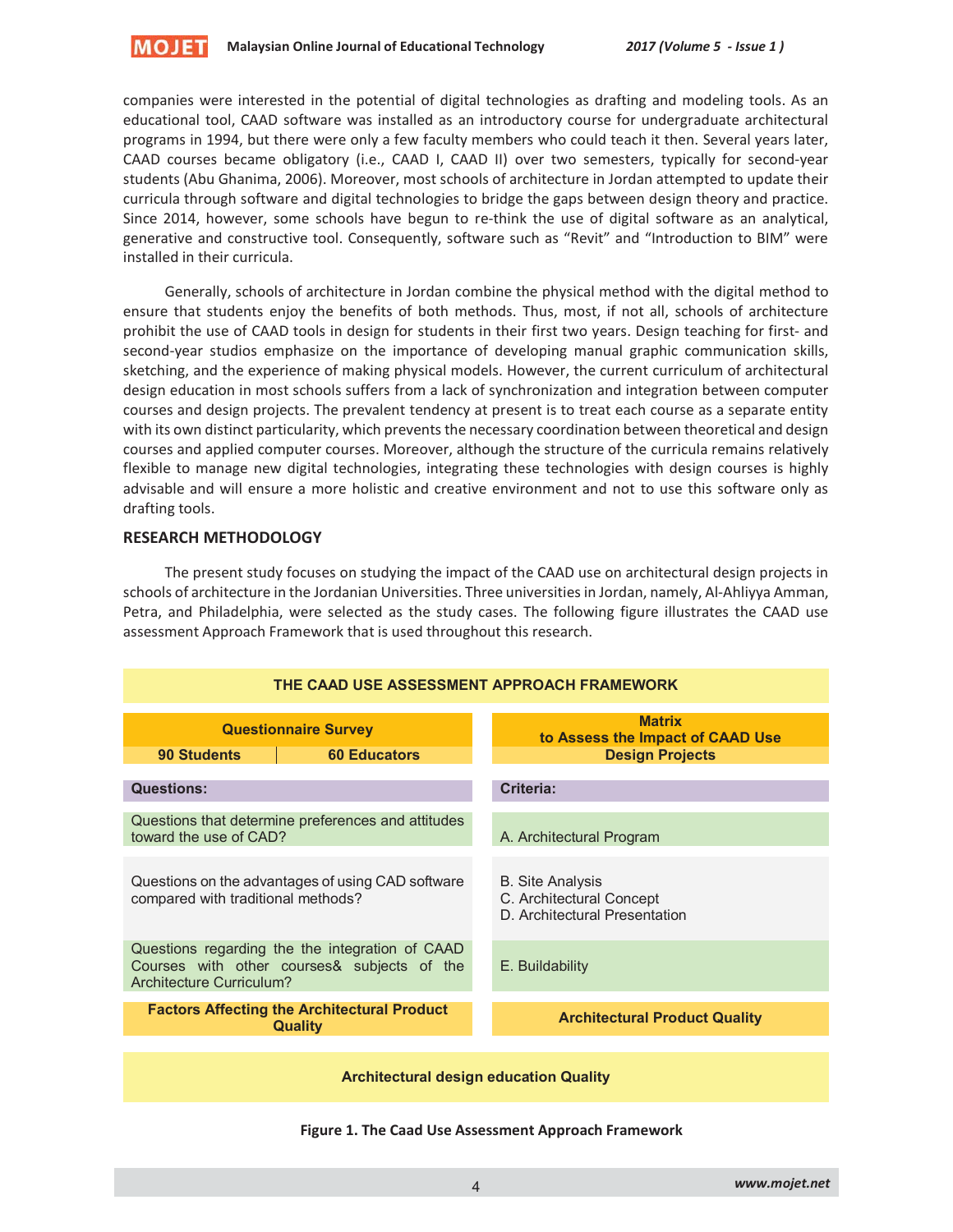companies were interested in the potential of digital technologies as drafting and modeling tools. As an educational tool, CAAD software was installed as an introductory course for undergraduate architectural programs in 1994, but there were only a few faculty members who could teach it then. Several years later, CAAD courses became obligatory (i.e., CAAD I, CAAD II) over two semesters, typically for second-year students (Abu Ghanima, 2006). Moreover, most schools of architecture in Jordan attempted to update their curricula through software and digital technologies to bridge the gaps between design theory and practice. Since 2014, however, some schools have begun to re-think the use of digital software as an analytical, generative and constructive tool. Consequently, software such as "Revit" and "Introduction to BIM" were installed in their curricula.

Generally, schools of architecture in Jordan combine the physical method with the digital method to ensure that students enjoy the benefits of both methods. Thus, most, if not all, schools of architecture prohibit the use of CAAD tools in design for students in their first two years. Design teaching for first- and second-year studios emphasize on the importance of developing manual graphic communication skills, sketching, and the experience of making physical models. However, the current curriculum of architectural design education in most schools suffers from a lack of synchronization and integration between computer courses and design projects. The prevalent tendency at present is to treat each course as a separate entity with its own distinct particularity, which prevents the necessary coordination between theoretical and design courses and applied computer courses. Moreover, although the structure of the curricula remains relatively flexible to manage new digital technologies, integrating these technologies with design courses is highly advisable and will ensure a more holistic and creative environment and not to use this software only as drafting tools.

## RESEARCH METHODOLOGY

The present study focuses on studying the impact of the CAAD use on architectural design projects in schools of architecture in the Jordanian Universities. Three universities in Jordan, namely, Al-Ahliyya Amman, Petra, and Philadelphia, were selected as the study cases. The following figure illustrates the CAAD use assessment Approach Framework that is used throughout this research.

**THE CAAD USE ASSESSMENT APPROACH FRAMEWORK**

| Questionnaire Survey | | Matrix to Assess the Impact of CAAD Use |
|---|---|---|
| 90 Students | 60 Educators | Design Projects |
| **Questions:** | | **Criteria:** |
| Questions that determine preferences and attitudes toward the use of CAD? | | A. Architectural Program |
| Questions on the advantages of using CAD software compared with traditional methods? | | B. Site Analysis<br>C. Architectural Concept<br>D. Architectural Presentation |
| Questions regarding the the integration of CAAD Courses with other courses& subjects of the Architecture Curriculum? | | E. Buildability |
| **Factors Affecting the Architectural Product Quality** | | **Architectural Product Quality** |

**Architectural design education Quality**

**Figure 1. The Caad Use Assessment Approach Framework**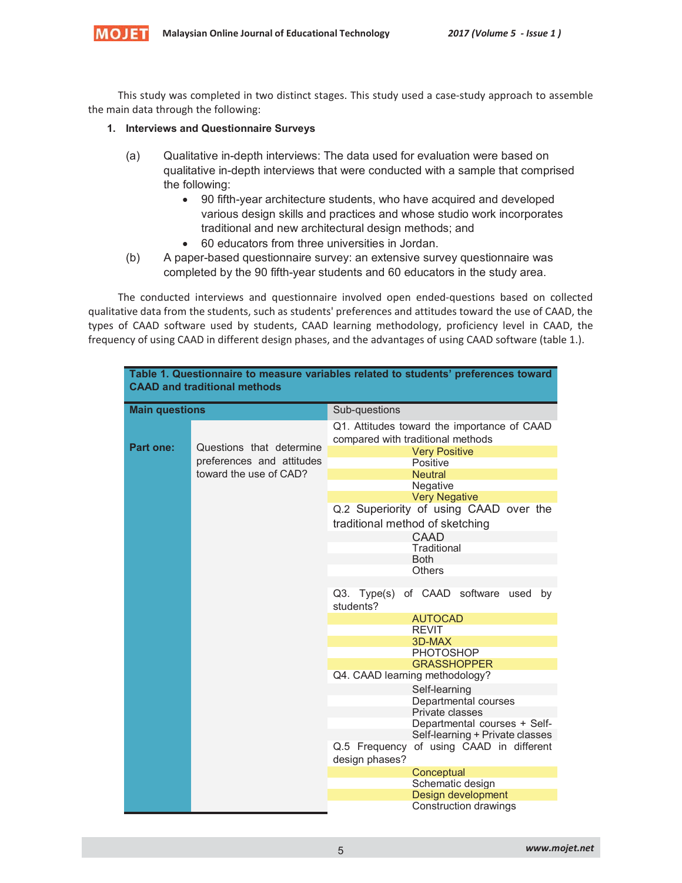This study was completed in two distinct stages. This study used a case-study approach to assemble the main data through the following:

1. **Interviews and Questionnaire Surveys**

   (a) Qualitative in-depth interviews: The data used for evaluation were based on qualitative in-depth interviews that were conducted with a sample that comprised the following:
   - 90 fifth-year architecture students, who have acquired and developed various design skills and practices and whose studio work incorporates traditional and new architectural design methods; and
   - 60 educators from three universities in Jordan.

   (b) A paper-based questionnaire survey: an extensive survey questionnaire was completed by the 90 fifth-year students and 60 educators in the study area.

The conducted interviews and questionnaire involved open ended-questions based on collected qualitative data from the students, such as students' preferences and attitudes toward the use of CAAD, the types of CAAD software used by students, CAAD learning methodology, proficiency level in CAAD, the frequency of using CAAD in different design phases, and the advantages of using CAAD software (table 1.).

**Table 1. Questionnaire to measure variables related to students' preferences toward CAAD and traditional methods**

| Main questions | | Sub-questions |
|---|---|---|
| **Part one:** | Questions that determine preferences and attitudes toward the use of CAD? | Q1. Attitudes toward the importance of CAAD compared with traditional methods |
| | | Very Positive |
| | | Positive |
| | | Neutral |
| | | Negative |
| | | Very Negative |
| | | Q.2 Superiority of using CAAD over the traditional method of sketching |
| | | CAAD |
| | | Traditional |
| | | Both |
| | | Others |
| | | Q3. Type(s) of CAAD software used by students? |
| | | AUTOCAD |
| | | REVIT |
| | | 3D-MAX |
| | | PHOTOSHOP |
| | | GRASSHOPPER |
| | | Q4. CAAD learning methodology? |
| | | Self-learning |
| | | Departmental courses |
| | | Private classes |
| | | Departmental courses + Self- |
| | | Self-learning + Private classes |
| | | Q.5 Frequency of using CAAD in different design phases? |
| | | Conceptual |
| | | Schematic design |
| | | Design development |
| | | Construction drawings |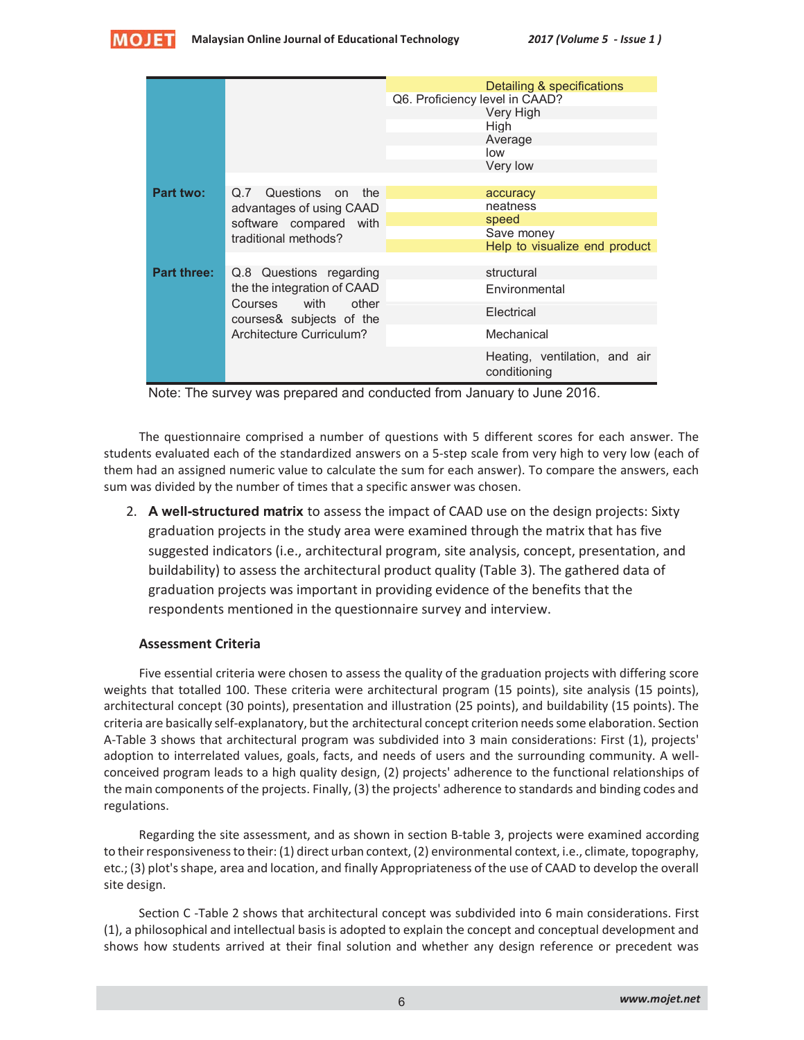| | | |
|---|---|---|
| | | Detailing & specifications |
| | | Q6. Proficiency level in CAAD? |
| | | Very High |
| | | High |
| | | Average |
| | | low |
| | | Very low |
| **Part two:** | Q.7 Questions on the advantages of using CAAD software compared with traditional methods? | accuracy |
| | | neatness |
| | | speed |
| | | Save money |
| | | Help to visualize end product |
| **Part three:** | Q.8 Questions regarding the the integration of CAAD Courses with other courses& subjects of the Architecture Curriculum? | structural |
| | | Environmental |
| | | Electrical |
| | | Mechanical |
| | | Heating, ventilation, and air conditioning |

Note: The survey was prepared and conducted from January to June 2016.

The questionnaire comprised a number of questions with 5 different scores for each answer. The students evaluated each of the standardized answers on a 5-step scale from very high to very low (each of them had an assigned numeric value to calculate the sum for each answer). To compare the answers, each sum was divided by the number of times that a specific answer was chosen.

2. **A well-structured matrix** to assess the impact of CAAD use on the design projects: Sixty graduation projects in the study area were examined through the matrix that has five suggested indicators (i.e., architectural program, site analysis, concept, presentation, and buildability) to assess the architectural product quality (Table 3). The gathered data of graduation projects was important in providing evidence of the benefits that the respondents mentioned in the questionnaire survey and interview.

### Assessment Criteria

Five essential criteria were chosen to assess the quality of the graduation projects with differing score weights that totalled 100. These criteria were architectural program (15 points), site analysis (15 points), architectural concept (30 points), presentation and illustration (25 points), and buildability (15 points). The criteria are basically self-explanatory, but the architectural concept criterion needs some elaboration. Section A-Table 3 shows that architectural program was subdivided into 3 main considerations: First (1), projects' adoption to interrelated values, goals, facts, and needs of users and the surrounding community. A well-conceived program leads to a high quality design, (2) projects' adherence to the functional relationships of the main components of the projects. Finally, (3) the projects' adherence to standards and binding codes and regulations.

Regarding the site assessment, and as shown in section B-table 3, projects were examined according to their responsiveness to their: (1) direct urban context, (2) environmental context, i.e., climate, topography, etc.; (3) plot's shape, area and location, and finally Appropriateness of the use of CAAD to develop the overall site design.

Section C -Table 2 shows that architectural concept was subdivided into 6 main considerations. First (1), a philosophical and intellectual basis is adopted to explain the concept and conceptual development and shows how students arrived at their final solution and whether any design reference or precedent was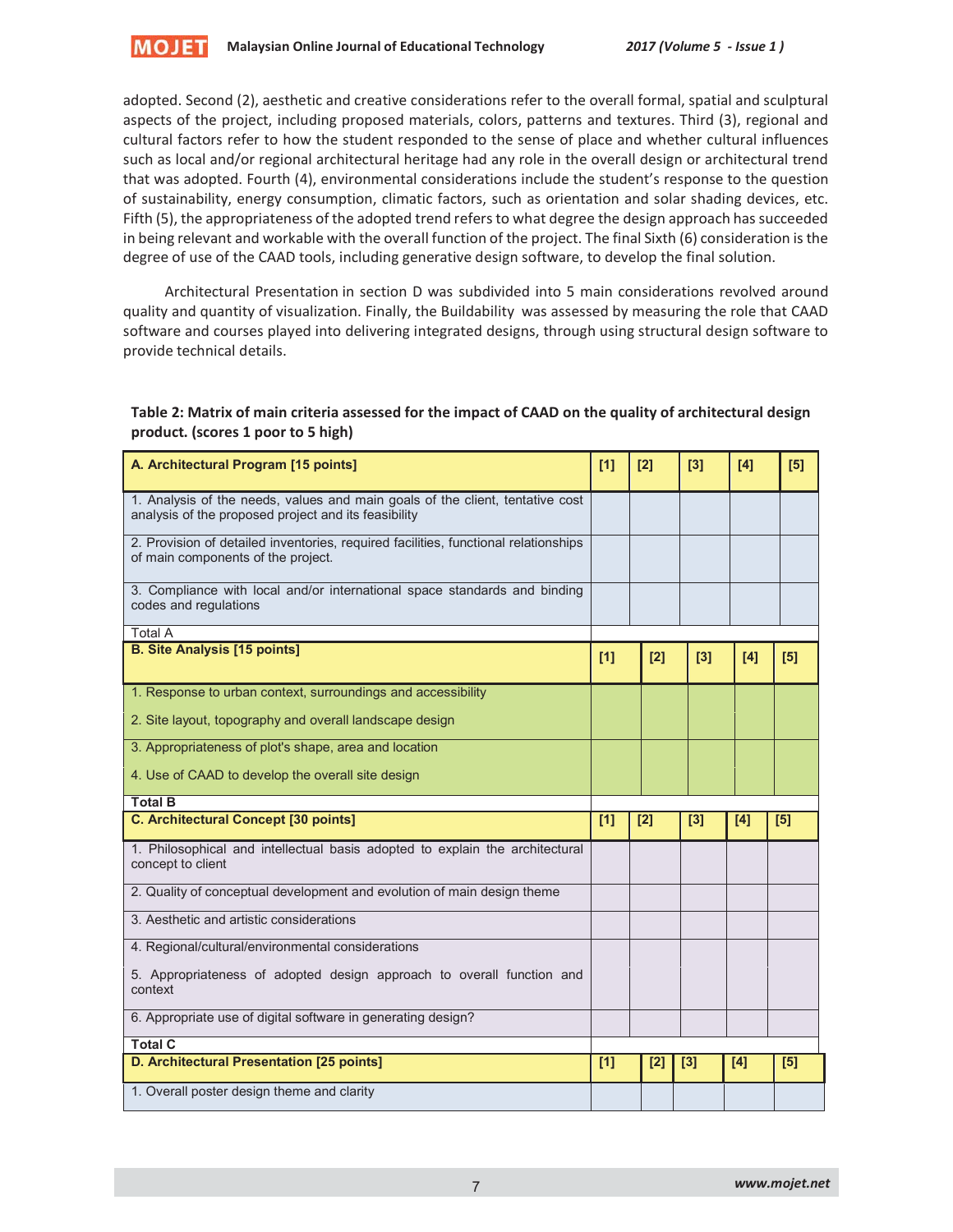adopted. Second (2), aesthetic and creative considerations refer to the overall formal, spatial and sculptural aspects of the project, including proposed materials, colors, patterns and textures. Third (3), regional and cultural factors refer to how the student responded to the sense of place and whether cultural influences such as local and/or regional architectural heritage had any role in the overall design or architectural trend that was adopted. Fourth (4), environmental considerations include the student's response to the question of sustainability, energy consumption, climatic factors, such as orientation and solar shading devices, etc. Fifth (5), the appropriateness of the adopted trend refers to what degree the design approach has succeeded in being relevant and workable with the overall function of the project. The final Sixth (6) consideration is the degree of use of the CAAD tools, including generative design software, to develop the final solution.

Architectural Presentation in section D was subdivided into 5 main considerations revolved around quality and quantity of visualization. Finally, the Buildability was assessed by measuring the role that CAAD software and courses played into delivering integrated designs, through using structural design software to provide technical details.

**Table 2: Matrix of main criteria assessed for the impact of CAAD on the quality of architectural design product. (scores 1 poor to 5 high)**

| **A. Architectural Program [15 points]** | **[1]** | **[2]** | **[3]** | **[4]** | **[5]** |
|---|---|---|---|---|---|
| 1. Analysis of the needs, values and main goals of the client, tentative cost analysis of the proposed project and its feasibility | | | | | |
| 2. Provision of detailed inventories, required facilities, functional relationships of main components of the project. | | | | | |
| 3. Compliance with local and/or international space standards and binding codes and regulations | | | | | |
| Total A | | | | | |
| **B. Site Analysis [15 points]** | **[1]** | **[2]** | **[3]** | **[4]** | **[5]** |
| 1. Response to urban context, surroundings and accessibility | | | | | |
| 2. Site layout, topography and overall landscape design | | | | | |
| 3. Appropriateness of plot's shape, area and location | | | | | |
| 4. Use of CAAD to develop the overall site design | | | | | |
| **Total B** | | | | | |
| **C. Architectural Concept [30 points]** | **[1]** | **[2]** | **[3]** | **[4]** | **[5]** |
| 1. Philosophical and intellectual basis adopted to explain the architectural concept to client | | | | | |
| 2. Quality of conceptual development and evolution of main design theme | | | | | |
| 3. Aesthetic and artistic considerations | | | | | |
| 4. Regional/cultural/environmental considerations | | | | | |
| 5. Appropriateness of adopted design approach to overall function and context | | | | | |
| 6. Appropriate use of digital software in generating design? | | | | | |
| **Total C** | | | | | |
| **D. Architectural Presentation [25 points]** | **[1]** | **[2]** | **[3]** | **[4]** | **[5]** |
| 1. Overall poster design theme and clarity | | | | | |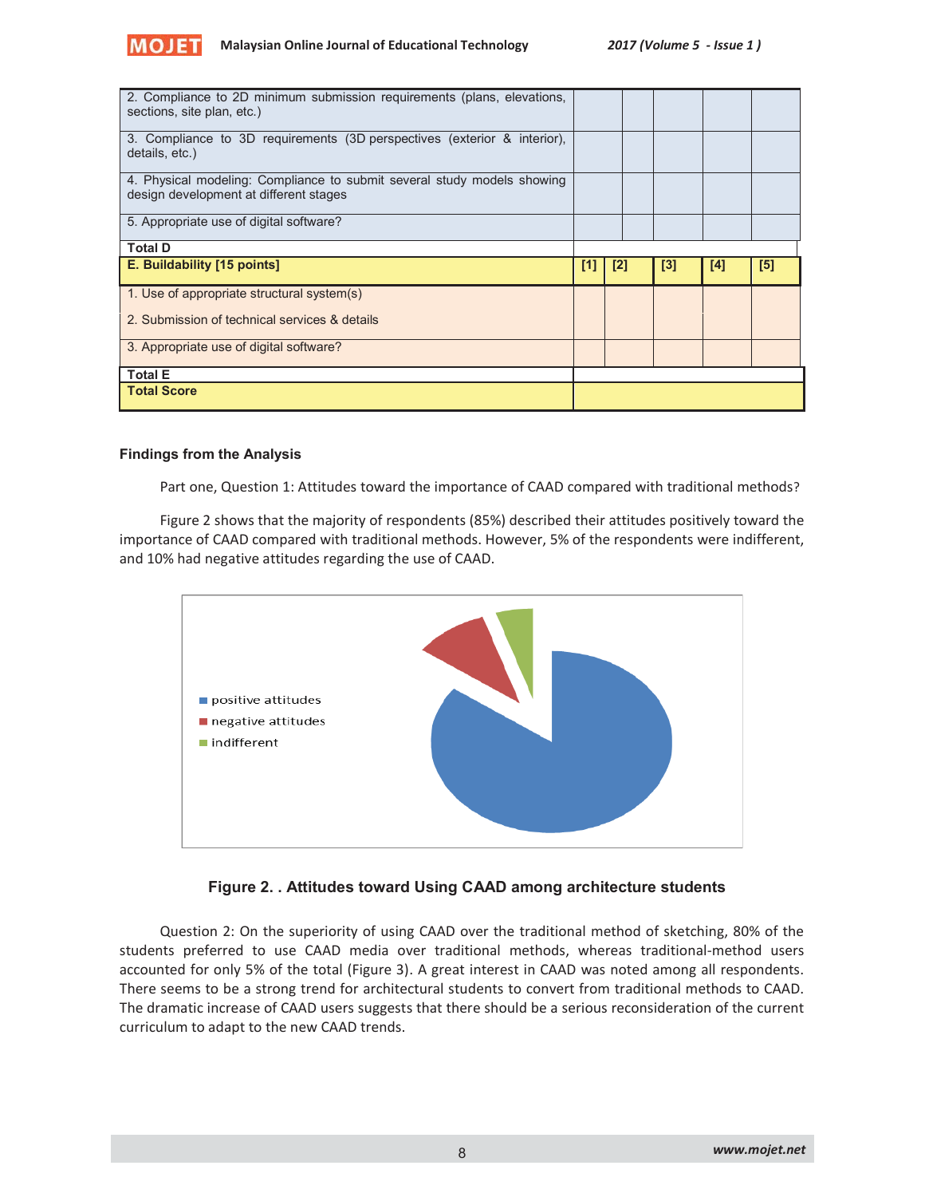| | | | | | |
|---|---|---|---|---|---|
| 2. Compliance to 2D minimum submission requirements (plans, elevations, sections, site plan, etc.) | | | | | |
| 3. Compliance to 3D requirements (3D perspectives (exterior & interior), details, etc.) | | | | | |
| 4. Physical modeling: Compliance to submit several study models showing design development at different stages | | | | | |
| 5. Appropriate use of digital software? | | | | | |
| **Total D** | | | | | |
| **E. Buildability [15 points]** | **[1]** | **[2]** | **[3]** | **[4]** | **[5]** |
| 1. Use of appropriate structural system(s)<br>2. Submission of technical services & details | | | | | |
| 3. Appropriate use of digital software? | | | | | |
| **Total E** | | | | | |
| **Total Score** | | | | | |

**Findings from the Analysis**

Part one, Question 1: Attitudes toward the importance of CAAD compared with traditional methods?

Figure 2 shows that the majority of respondents (85%) described their attitudes positively toward the importance of CAAD compared with traditional methods. However, 5% of the respondents were indifferent, and 10% had negative attitudes regarding the use of CAAD.

**Figure 2. . Attitudes toward Using CAAD among architecture students**

Question 2: On the superiority of using CAAD over the traditional method of sketching, 80% of the students preferred to use CAAD media over traditional methods, whereas traditional-method users accounted for only 5% of the total (Figure 3). A great interest in CAAD was noted among all respondents. There seems to be a strong trend for architectural students to convert from traditional methods to CAAD. The dramatic increase of CAAD users suggests that there should be a serious reconsideration of the current curriculum to adapt to the new CAAD trends.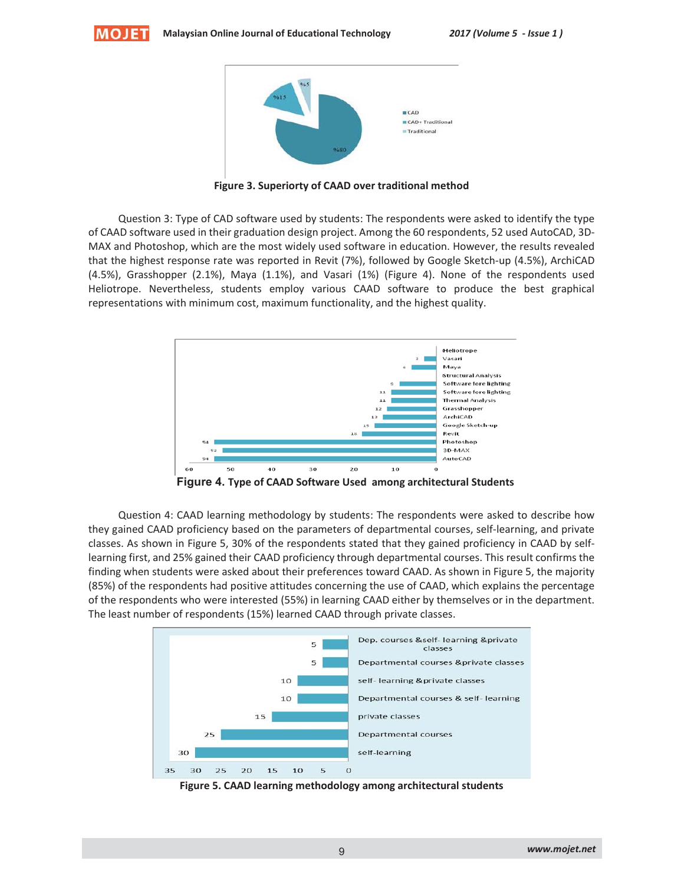Figure 3. Superiorty of CAAD over traditional method

Question 3: Type of CAD software used by students: The respondents were asked to identify the type of CAAD software used in their graduation design project. Among the 60 respondents, 52 used AutoCAD, 3D-MAX and Photoshop, which are the most widely used software in education. However, the results revealed that the highest response rate was reported in Revit (7%), followed by Google Sketch-up (4.5%), ArchiCAD (4.5%), Grasshopper (2.1%), Maya (1.1%), and Vasari (1%) (Figure 4). None of the respondents used Heliotrope. Nevertheless, students employ various CAAD software to produce the best graphical representations with minimum cost, maximum functionality, and the highest quality.

Figure 4. Type of CAAD Software Used among architectural Students

Question 4: CAAD learning methodology by students: The respondents were asked to describe how they gained CAAD proficiency based on the parameters of departmental courses, self-learning, and private classes. As shown in Figure 5, 30% of the respondents stated that they gained proficiency in CAAD by self-learning first, and 25% gained their CAAD proficiency through departmental courses. This result confirms the finding when students were asked about their preferences toward CAAD. As shown in Figure 5, the majority (85%) of the respondents had positive attitudes concerning the use of CAAD, which explains the percentage of the respondents who were interested (55%) in learning CAAD either by themselves or in the department. The least number of respondents (15%) learned CAAD through private classes.

Figure 5. CAAD learning methodology among architectural students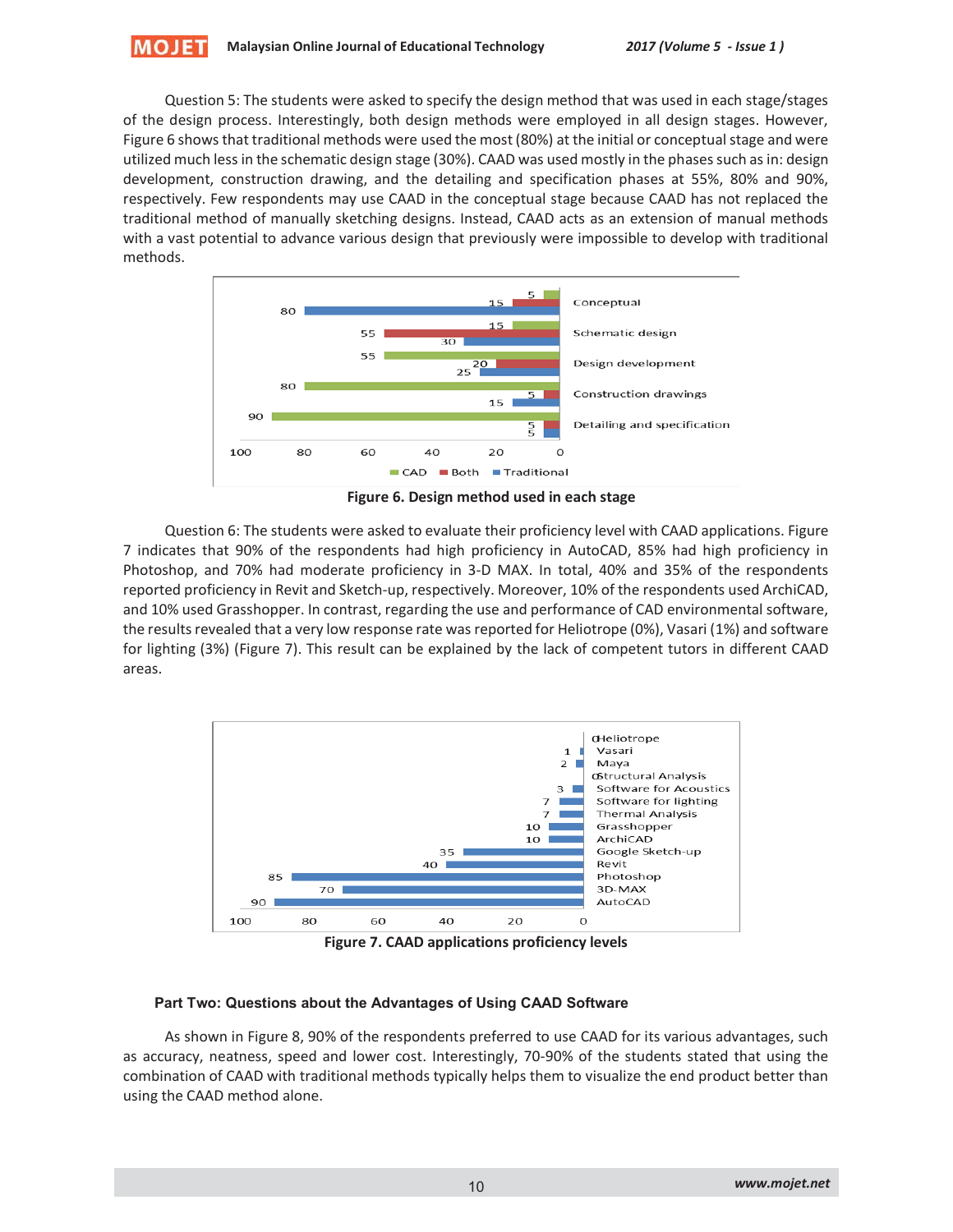Question 5: The students were asked to specify the design method that was used in each stage/stages of the design process. Interestingly, both design methods were employed in all design stages. However, Figure 6 shows that traditional methods were used the most (80%) at the initial or conceptual stage and were utilized much less in the schematic design stage (30%). CAAD was used mostly in the phases such as in: design development, construction drawing, and the detailing and specification phases at 55%, 80% and 90%, respectively. Few respondents may use CAAD in the conceptual stage because CAAD has not replaced the traditional method of manually sketching designs. Instead, CAAD acts as an extension of manual methods with a vast potential to advance various design that previously were impossible to develop with traditional methods.

| Stage | CAD | Both | Traditional |
|---|---|---|---|
| Conceptual | 5 | 15 | 80 |
| Schematic design | 15 | 55 | 30 |
| Design development | 55 | 20 | 25 |
| Construction drawings | 80 | 5 | 15 |
| Detailing and specification | 90 | 5 | 5 |

**Figure 6. Design method used in each stage**

Question 6: The students were asked to evaluate their proficiency level with CAAD applications. Figure 7 indicates that 90% of the respondents had high proficiency in AutoCAD, 85% had high proficiency in Photoshop, and 70% had moderate proficiency in 3-D MAX. In total, 40% and 35% of the respondents reported proficiency in Revit and Sketch-up, respectively. Moreover, 10% of the respondents used ArchiCAD, and 10% used Grasshopper. In contrast, regarding the use and performance of CAD environmental software, the results revealed that a very low response rate was reported for Heliotrope (0%), Vasari (1%) and software for lighting (3%) (Figure 7). This result can be explained by the lack of competent tutors in different CAAD areas.

| Application | Proficiency (%) |
|---|---|
| Heliotrope | 0 |
| Vasari | 1 |
| Maya | 2 |
| Structural Analysis | 0 |
| Software for Acoustics | 3 |
| Software for lighting | 7 |
| Thermal Analysis | 7 |
| Grasshopper | 10 |
| ArchiCAD | 10 |
| Google Sketch-up | 35 |
| Revit | 40 |
| Photoshop | 85 |
| 3D-MAX | 70 |
| AutoCAD | 90 |

**Figure 7. CAAD applications proficiency levels**

### Part Two: Questions about the Advantages of Using CAAD Software

As shown in Figure 8, 90% of the respondents preferred to use CAAD for its various advantages, such as accuracy, neatness, speed and lower cost. Interestingly, 70-90% of the students stated that using the combination of CAAD with traditional methods typically helps them to visualize the end product better than using the CAAD method alone.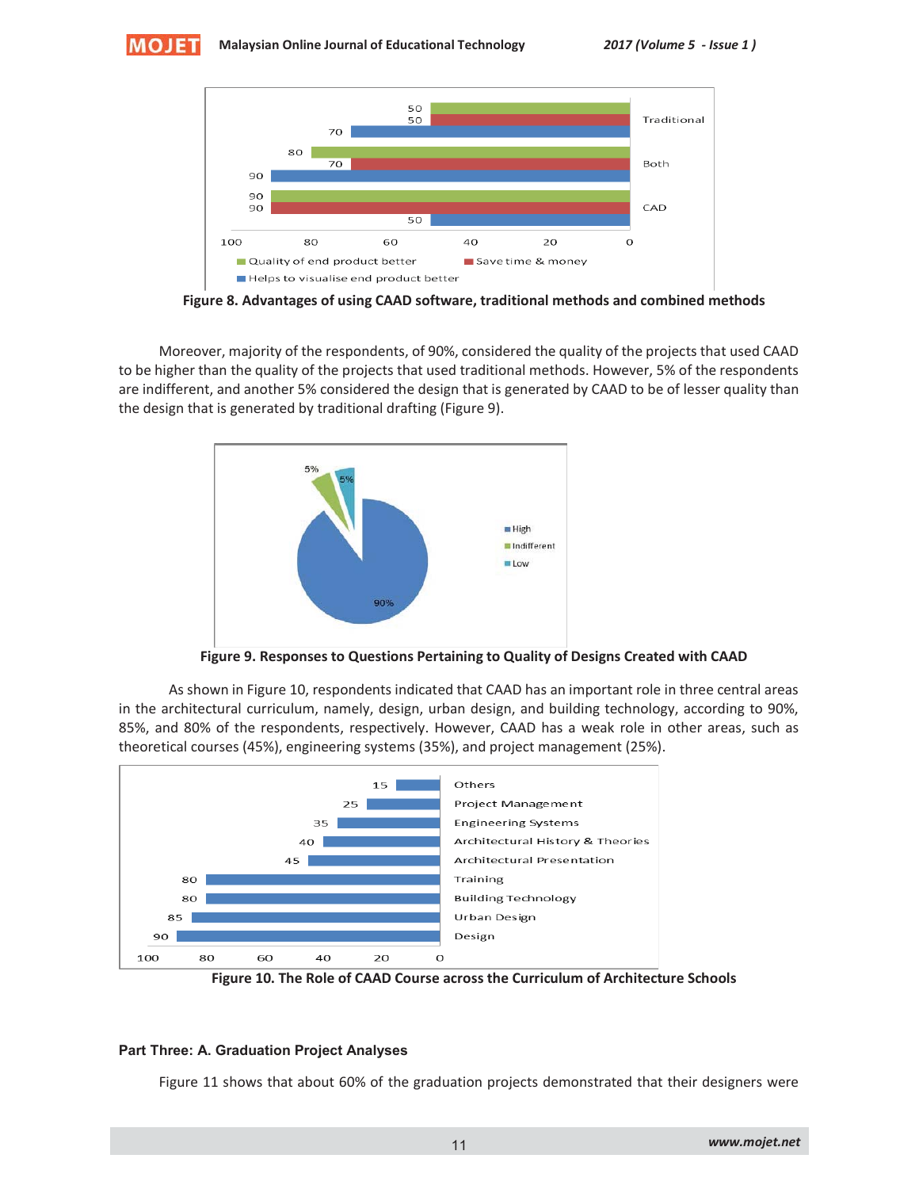Figure 8. Advantages of using CAAD software, traditional methods and combined methods

Moreover, majority of the respondents, of 90%, considered the quality of the projects that used CAAD to be higher than the quality of the projects that used traditional methods. However, 5% of the respondents are indifferent, and another 5% considered the design that is generated by CAAD to be of lesser quality than the design that is generated by traditional drafting (Figure 9).

Figure 9. Responses to Questions Pertaining to Quality of Designs Created with CAAD

As shown in Figure 10, respondents indicated that CAAD has an important role in three central areas in the architectural curriculum, namely, design, urban design, and building technology, according to 90%, 85%, and 80% of the respondents, respectively. However, CAAD has a weak role in other areas, such as theoretical courses (45%), engineering systems (35%), and project management (25%).

Figure 10. The Role of CAAD Course across the Curriculum of Architecture Schools

**Part Three: A. Graduation Project Analyses**

Figure 11 shows that about 60% of the graduation projects demonstrated that their designers were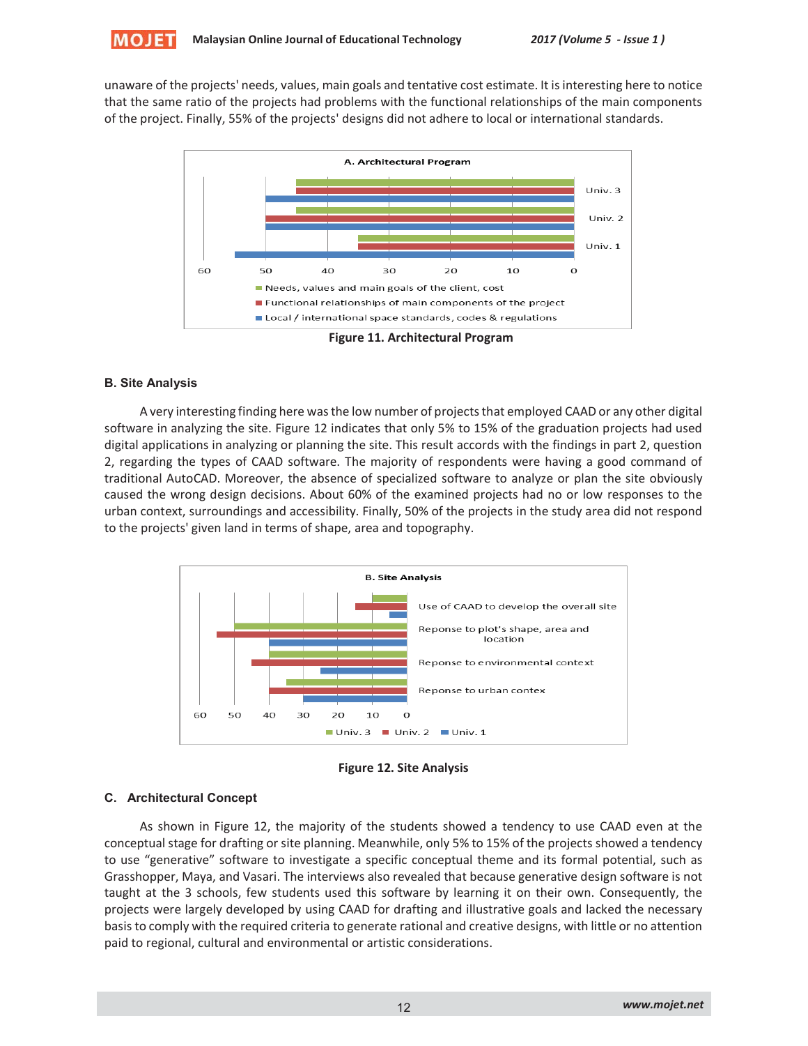unaware of the projects' needs, values, main goals and tentative cost estimate. It is interesting here to notice that the same ratio of the projects had problems with the functional relationships of the main components of the project. Finally, 55% of the projects' designs did not adhere to local or international standards.

**Figure 11. Architectural Program**

### B. Site Analysis

A very interesting finding here was the low number of projects that employed CAAD or any other digital software in analyzing the site. Figure 12 indicates that only 5% to 15% of the graduation projects had used digital applications in analyzing or planning the site. This result accords with the findings in part 2, question 2, regarding the types of CAAD software. The majority of respondents were having a good command of traditional AutoCAD. Moreover, the absence of specialized software to analyze or plan the site obviously caused the wrong design decisions. About 60% of the examined projects had no or low responses to the urban context, surroundings and accessibility. Finally, 50% of the projects in the study area did not respond to the projects' given land in terms of shape, area and topography.

**Figure 12. Site Analysis**

### C. Architectural Concept

As shown in Figure 12, the majority of the students showed a tendency to use CAAD even at the conceptual stage for drafting or site planning. Meanwhile, only 5% to 15% of the projects showed a tendency to use "generative" software to investigate a specific conceptual theme and its formal potential, such as Grasshopper, Maya, and Vasari. The interviews also revealed that because generative design software is not taught at the 3 schools, few students used this software by learning it on their own. Consequently, the projects were largely developed by using CAAD for drafting and illustrative goals and lacked the necessary basis to comply with the required criteria to generate rational and creative designs, with little or no attention paid to regional, cultural and environmental or artistic considerations.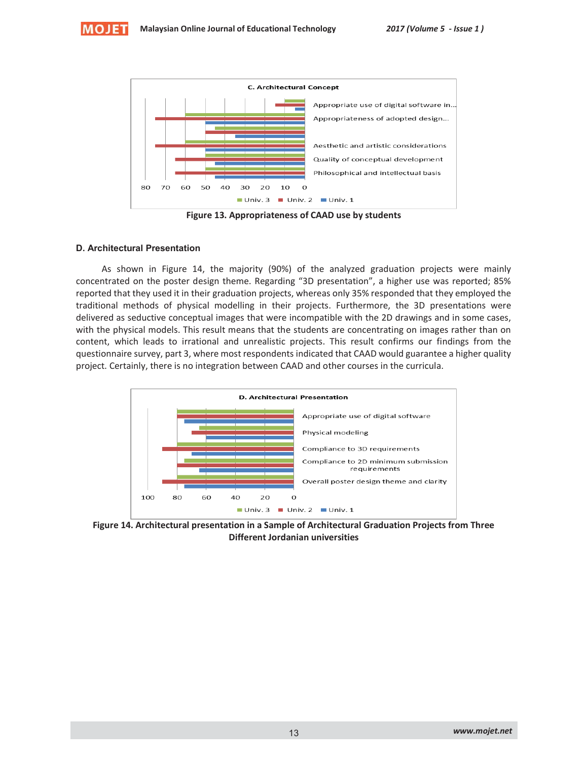Figure 13. Appropriateness of CAAD use by students

### D. Architectural Presentation

As shown in Figure 14, the majority (90%) of the analyzed graduation projects were mainly concentrated on the poster design theme. Regarding "3D presentation", a higher use was reported; 85% reported that they used it in their graduation projects, whereas only 35% responded that they employed the traditional methods of physical modelling in their projects. Furthermore, the 3D presentations were delivered as seductive conceptual images that were incompatible with the 2D drawings and in some cases, with the physical models. This result means that the students are concentrating on images rather than on content, which leads to irrational and unrealistic projects. This result confirms our findings from the questionnaire survey, part 3, where most respondents indicated that CAAD would guarantee a higher quality project. Certainly, there is no integration between CAAD and other courses in the curricula.

Figure 14. Architectural presentation in a Sample of Architectural Graduation Projects from Three Different Jordanian universities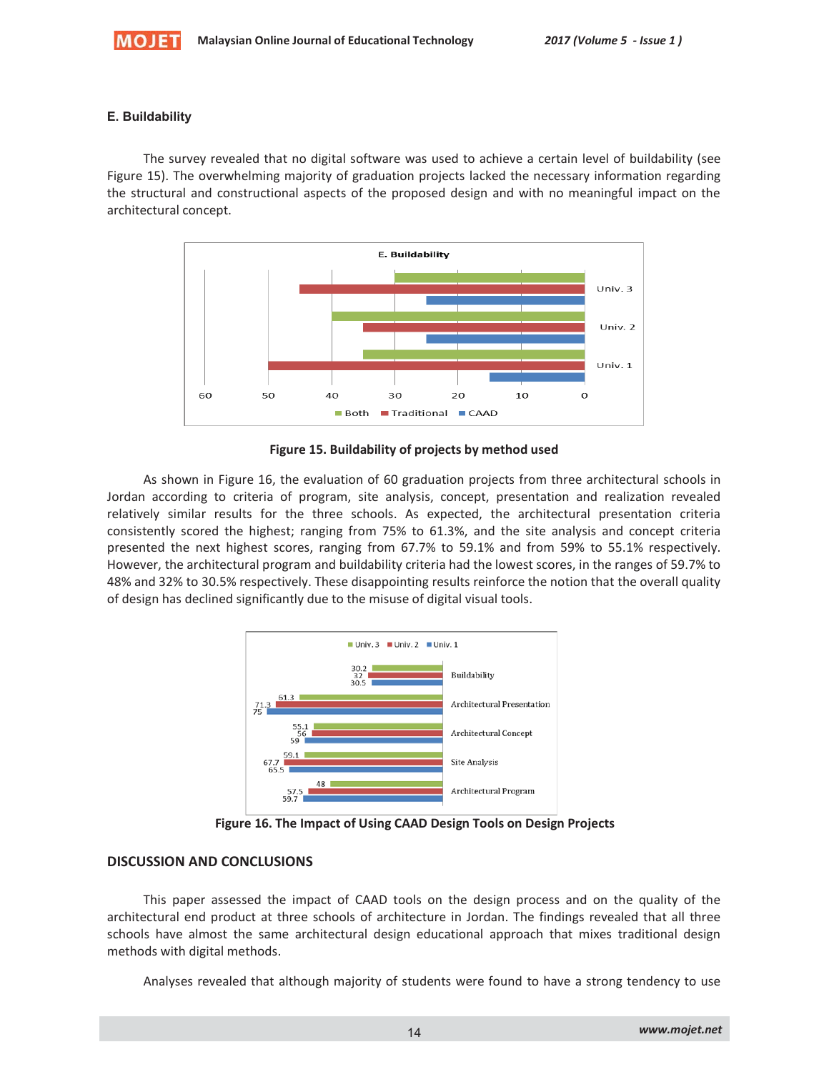### E. Buildability

The survey revealed that no digital software was used to achieve a certain level of buildability (see Figure 15). The overwhelming majority of graduation projects lacked the necessary information regarding the structural and constructional aspects of the proposed design and with no meaningful impact on the architectural concept.

**Figure 15. Buildability of projects by method used**

As shown in Figure 16, the evaluation of 60 graduation projects from three architectural schools in Jordan according to criteria of program, site analysis, concept, presentation and realization revealed relatively similar results for the three schools. As expected, the architectural presentation criteria consistently scored the highest; ranging from 75% to 61.3%, and the site analysis and concept criteria presented the next highest scores, ranging from 67.7% to 59.1% and from 59% to 55.1% respectively. However, the architectural program and buildability criteria had the lowest scores, in the ranges of 59.7% to 48% and 32% to 30.5% respectively. These disappointing results reinforce the notion that the overall quality of design has declined significantly due to the misuse of digital visual tools.

**Figure 16. The Impact of Using CAAD Design Tools on Design Projects**

## DISCUSSION AND CONCLUSIONS

This paper assessed the impact of CAAD tools on the design process and on the quality of the architectural end product at three schools of architecture in Jordan. The findings revealed that all three schools have almost the same architectural design educational approach that mixes traditional design methods with digital methods.

Analyses revealed that although majority of students were found to have a strong tendency to use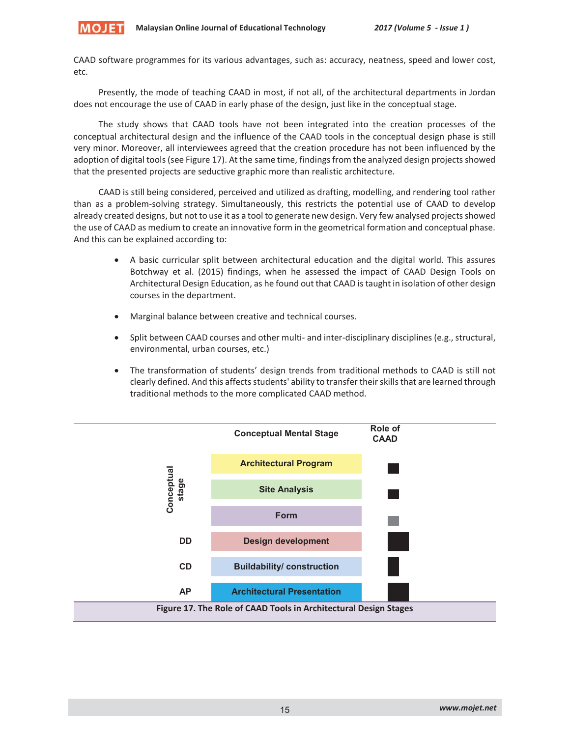CAAD software programmes for its various advantages, such as: accuracy, neatness, speed and lower cost, etc.

Presently, the mode of teaching CAAD in most, if not all, of the architectural departments in Jordan does not encourage the use of CAAD in early phase of the design, just like in the conceptual stage.

The study shows that CAAD tools have not been integrated into the creation processes of the conceptual architectural design and the influence of the CAAD tools in the conceptual design phase is still very minor. Moreover, all interviewees agreed that the creation procedure has not been influenced by the adoption of digital tools (see Figure 17). At the same time, findings from the analyzed design projects showed that the presented projects are seductive graphic more than realistic architecture.

CAAD is still being considered, perceived and utilized as drafting, modelling, and rendering tool rather than as a problem-solving strategy. Simultaneously, this restricts the potential use of CAAD to develop already created designs, but not to use it as a tool to generate new design. Very few analysed projects showed the use of CAAD as medium to create an innovative form in the geometrical formation and conceptual phase. And this can be explained according to:

- A basic curricular split between architectural education and the digital world. This assures Botchway et al. (2015) findings, when he assessed the impact of CAAD Design Tools on Architectural Design Education, as he found out that CAAD is taught in isolation of other design courses in the department.
- Marginal balance between creative and technical courses.
- Split between CAAD courses and other multi- and inter-disciplinary disciplines (e.g., structural, environmental, urban courses, etc.)
- The transformation of students' design trends from traditional methods to CAAD is still not clearly defined. And this affects students' ability to transfer their skills that are learned through traditional methods to the more complicated CAAD method.

| | Conceptual Mental Stage | Role of CAAD |
|---|---|---|
| Conceptual stage | Architectural Program | ■ |
| | Site Analysis | ■ |
| | Form | ■ |
| DD | Design development | ■ |
| CD | Buildability/ construction | ■ |
| AP | Architectural Presentation | ■ |

Figure 17. The Role of CAAD Tools in Architectural Design Stages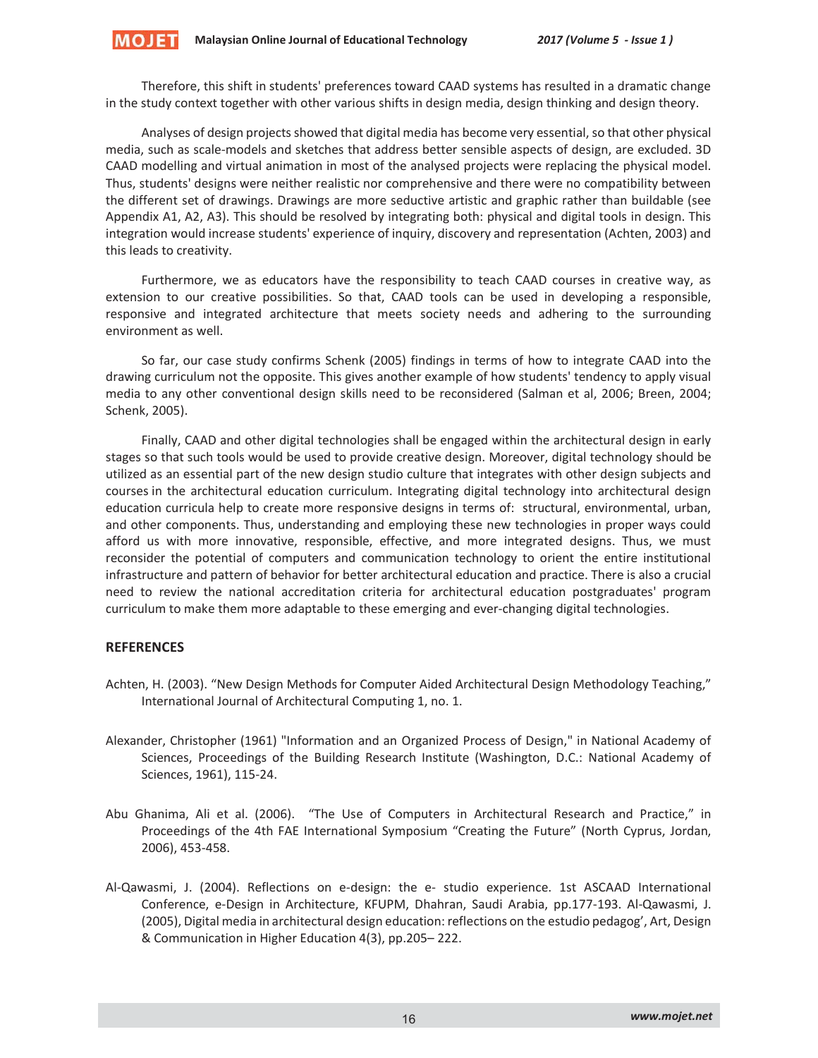Therefore, this shift in students' preferences toward CAAD systems has resulted in a dramatic change in the study context together with other various shifts in design media, design thinking and design theory.

Analyses of design projects showed that digital media has become very essential, so that other physical media, such as scale-models and sketches that address better sensible aspects of design, are excluded. 3D CAAD modelling and virtual animation in most of the analysed projects were replacing the physical model. Thus, students' designs were neither realistic nor comprehensive and there were no compatibility between the different set of drawings. Drawings are more seductive artistic and graphic rather than buildable (see Appendix A1, A2, A3). This should be resolved by integrating both: physical and digital tools in design. This integration would increase students' experience of inquiry, discovery and representation (Achten, 2003) and this leads to creativity.

Furthermore, we as educators have the responsibility to teach CAAD courses in creative way, as extension to our creative possibilities. So that, CAAD tools can be used in developing a responsible, responsive and integrated architecture that meets society needs and adhering to the surrounding environment as well.

So far, our case study confirms Schenk (2005) findings in terms of how to integrate CAAD into the drawing curriculum not the opposite. This gives another example of how students' tendency to apply visual media to any other conventional design skills need to be reconsidered (Salman et al, 2006; Breen, 2004; Schenk, 2005).

Finally, CAAD and other digital technologies shall be engaged within the architectural design in early stages so that such tools would be used to provide creative design. Moreover, digital technology should be utilized as an essential part of the new design studio culture that integrates with other design subjects and courses in the architectural education curriculum. Integrating digital technology into architectural design education curricula help to create more responsive designs in terms of: structural, environmental, urban, and other components. Thus, understanding and employing these new technologies in proper ways could afford us with more innovative, responsible, effective, and more integrated designs. Thus, we must reconsider the potential of computers and communication technology to orient the entire institutional infrastructure and pattern of behavior for better architectural education and practice. There is also a crucial need to review the national accreditation criteria for architectural education postgraduates' program curriculum to make them more adaptable to these emerging and ever-changing digital technologies.

## REFERENCES

Achten, H. (2003). "New Design Methods for Computer Aided Architectural Design Methodology Teaching," International Journal of Architectural Computing 1, no. 1.

Alexander, Christopher (1961) "Information and an Organized Process of Design," in National Academy of Sciences, Proceedings of the Building Research Institute (Washington, D.C.: National Academy of Sciences, 1961), 115-24.

Abu Ghanima, Ali et al. (2006). "The Use of Computers in Architectural Research and Practice," in Proceedings of the 4th FAE International Symposium "Creating the Future" (North Cyprus, Jordan, 2006), 453-458.

Al-Qawasmi, J. (2004). Reflections on e-design: the e- studio experience. 1st ASCAAD International Conference, e-Design in Architecture, KFUPM, Dhahran, Saudi Arabia, pp.177-193. Al-Qawasmi, J. (2005), Digital media in architectural design education: reflections on the estudio pedagog', Art, Design & Communication in Higher Education 4(3), pp.205– 222.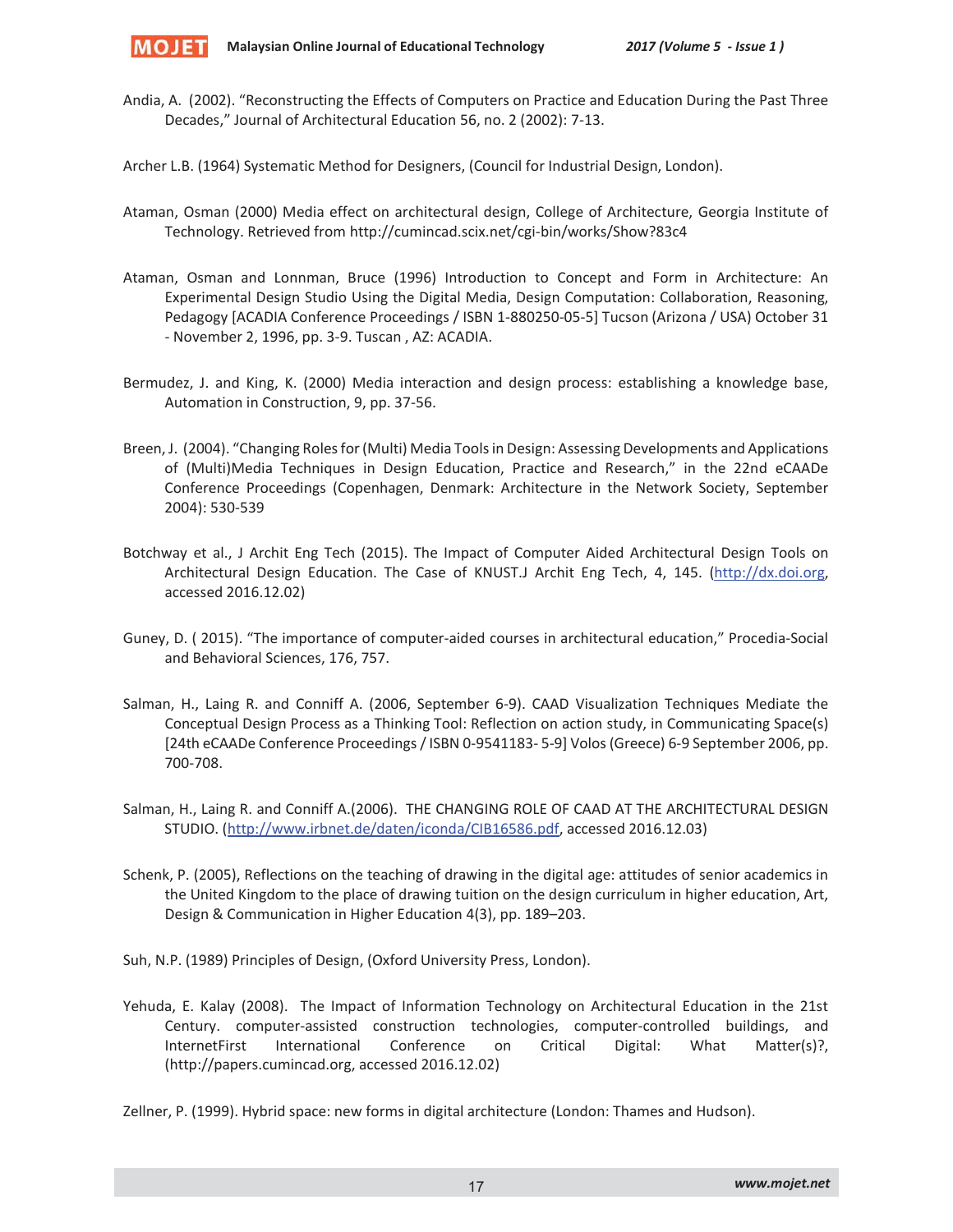Andia, A. (2002). “Reconstructing the Effects of Computers on Practice and Education During the Past Three Decades,” Journal of Architectural Education 56, no. 2 (2002): 7-13.

Archer L.B. (1964) Systematic Method for Designers, (Council for Industrial Design, London).

Ataman, Osman (2000) Media effect on architectural design, College of Architecture, Georgia Institute of Technology. Retrieved from http://cumincad.scix.net/cgi-bin/works/Show?83c4

Ataman, Osman and Lonnman, Bruce (1996) Introduction to Concept and Form in Architecture: An Experimental Design Studio Using the Digital Media, Design Computation: Collaboration, Reasoning, Pedagogy [ACADIA Conference Proceedings / ISBN 1-880250-05-5] Tucson (Arizona / USA) October 31 - November 2, 1996, pp. 3-9. Tuscan , AZ: ACADIA.

Bermudez, J. and King, K. (2000) Media interaction and design process: establishing a knowledge base, Automation in Construction, 9, pp. 37-56.

Breen, J. (2004). “Changing Roles for (Multi) Media Tools in Design: Assessing Developments and Applications of (Multi)Media Techniques in Design Education, Practice and Research,” in the 22nd eCAADe Conference Proceedings (Copenhagen, Denmark: Architecture in the Network Society, September 2004): 530-539

Botchway et al., J Archit Eng Tech (2015). The Impact of Computer Aided Architectural Design Tools on Architectural Design Education. The Case of KNUST.J Archit Eng Tech, 4, 145. (http://dx.doi.org, accessed 2016.12.02)

Guney, D. ( 2015). “The importance of computer-aided courses in architectural education,” Procedia-Social and Behavioral Sciences, 176, 757.

Salman, H., Laing R. and Conniff A. (2006, September 6-9). CAAD Visualization Techniques Mediate the Conceptual Design Process as a Thinking Tool: Reflection on action study, in Communicating Space(s) [24th eCAADe Conference Proceedings / ISBN 0-9541183- 5-9] Volos (Greece) 6-9 September 2006, pp. 700-708.

Salman, H., Laing R. and Conniff A.(2006). THE CHANGING ROLE OF CAAD AT THE ARCHITECTURAL DESIGN STUDIO. (http://www.irbnet.de/daten/iconda/CIB16586.pdf, accessed 2016.12.03)

Schenk, P. (2005), Reflections on the teaching of drawing in the digital age: attitudes of senior academics in the United Kingdom to the place of drawing tuition on the design curriculum in higher education, Art, Design & Communication in Higher Education 4(3), pp. 189–203.

Suh, N.P. (1989) Principles of Design, (Oxford University Press, London).

Yehuda, E. Kalay (2008). The Impact of Information Technology on Architectural Education in the 21st Century. computer-assisted construction technologies, computer-controlled buildings, and InternetFirst International Conference on Critical Digital: What Matter(s)?, (http://papers.cumincad.org, accessed 2016.12.02)

Zellner, P. (1999). Hybrid space: new forms in digital architecture (London: Thames and Hudson).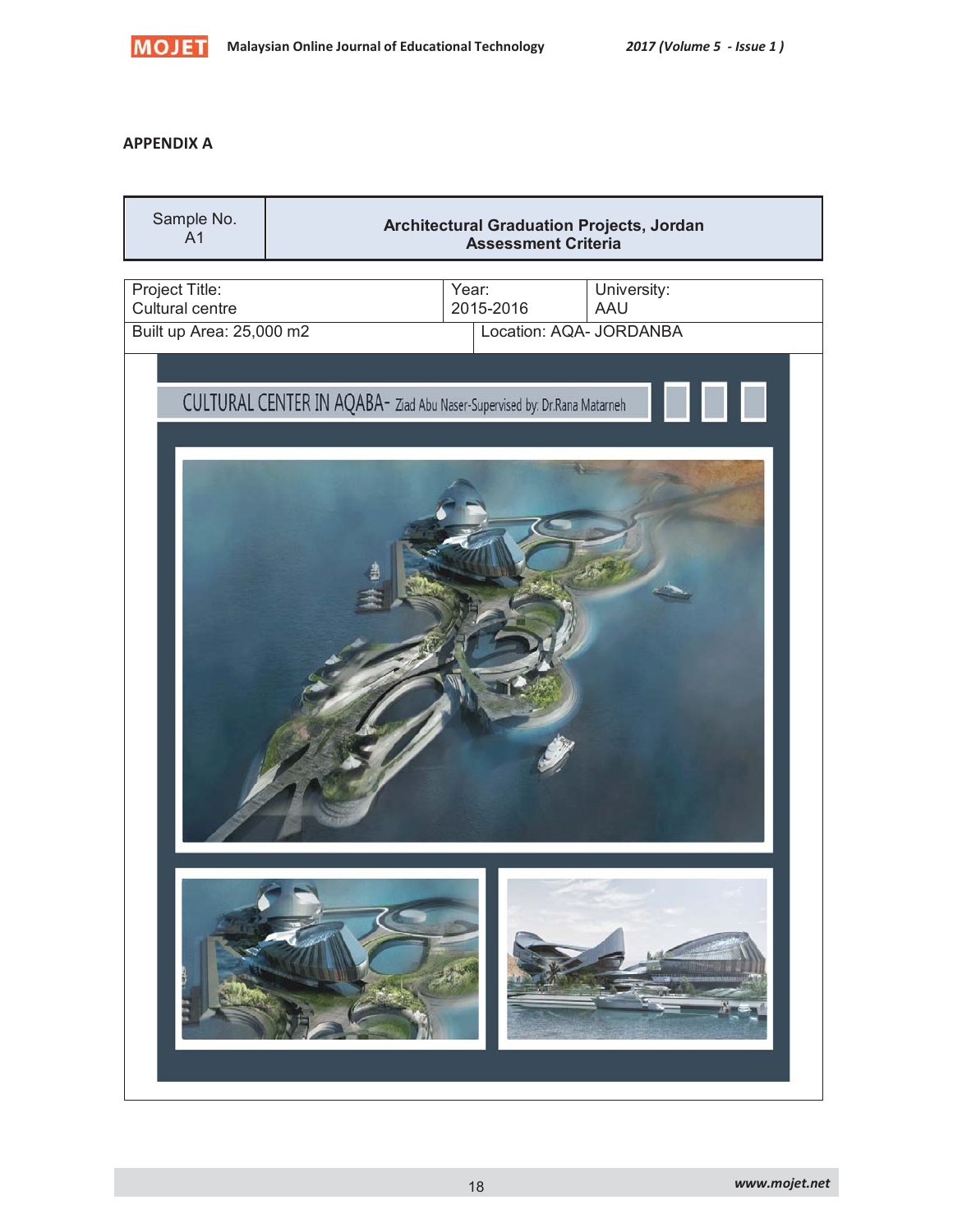## APPENDIX A

| Sample No. A1 | Architectural Graduation Projects, Jordan Assessment Criteria |
|---|---|

| Project Title: Cultural centre | Year: 2015-2016 | University: AAU |
|---|---|---|
| Built up Area: 25,000 m2 | Location: AQA- JORDANBA | |

CULTURAL CENTER IN AQABA- Ziad Abu Naser-Supervised by: Dr.Rana Matarneh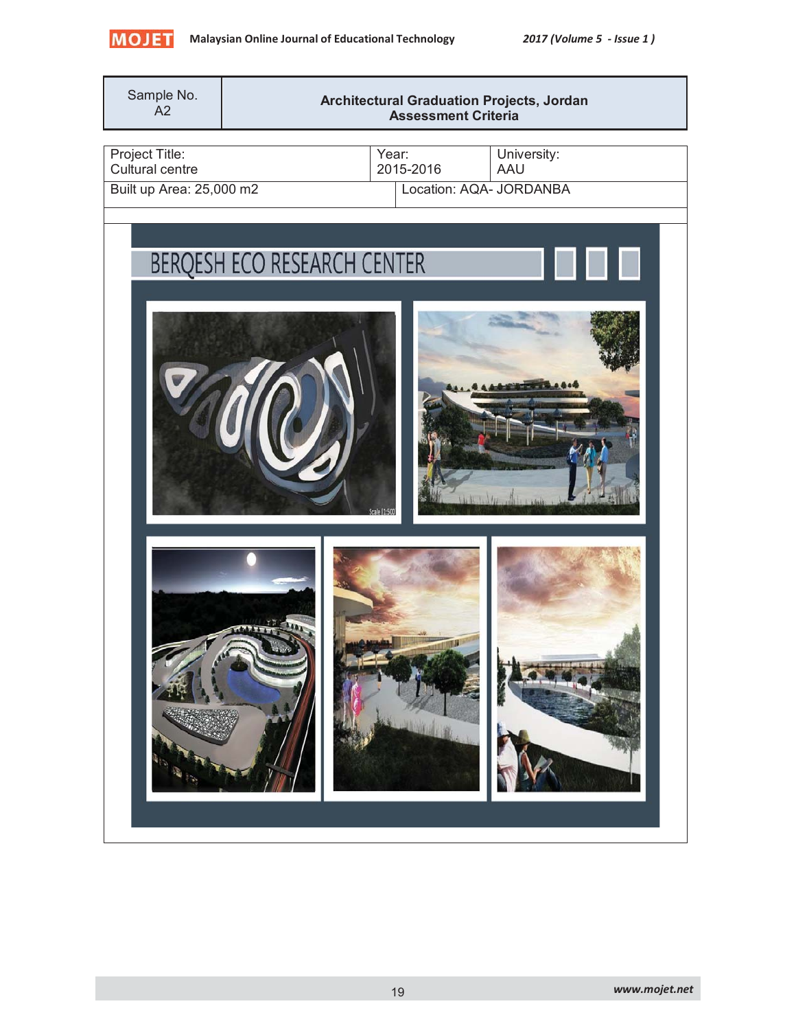| Sample No. A2 | Architectural Graduation Projects, Jordan Assessment Criteria |
|---|---|

| Project Title: Cultural centre | Year: 2015-2016 | University: AAU |
|---|---|---|
| Built up Area: 25,000 m2 | Location: AQA- JORDANBA | |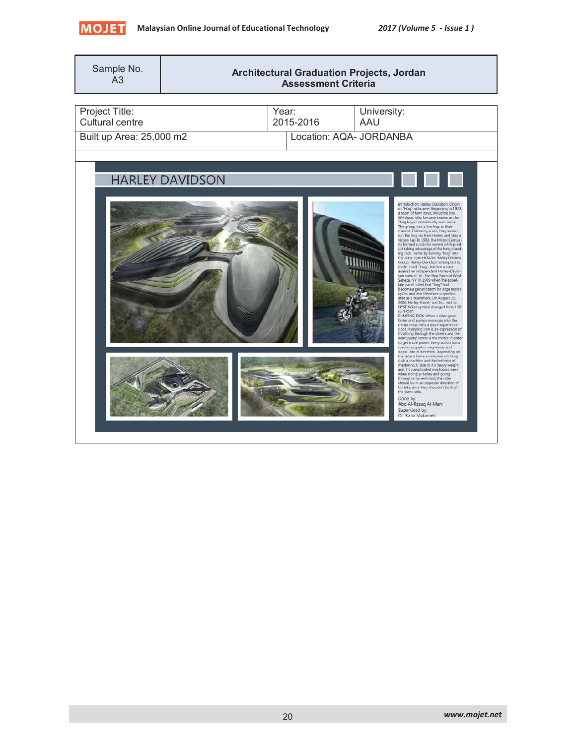| Sample No. A3 | Architectural Graduation Projects, Jordan **Assessment Criteria** |
|---|---|

| Project Title: Cultural centre | Year: 2015-2016 | University: AAU |
|---|---|---|
| Built up Area: 25,000 m2 | Location: AQA- JORDANBA | |

HARLEY DAVIDSON

Introduction: Harley Davidson: Origin of "Hog" nickname: Beginning in 1920, a team of farm boys, including Ray Weishaar, who became known as the "hog boys," consistently won races. The group had a live hog as their mascot. Following a win, they would put the hog on their Harley and take a victory lap. In 1983, the Motor Company formed a club for owners of its product taking advantage of the long-standing nick- name by turning "hog" into the acro- nym HOG,for Harley Owners Group. Harley-Davidson attempted to trade- mark "hog", but lost a case against an independent Harley-Davidson special- ist. The Hog Farm of West Seneca, NY. In 1999 when the appellate panel ruled that "hog" had become a generic term for large motorcycles and was therefore unprotectable as a trademark. On August 15, 2006, Harley-David- son Inc. had its NYSE ticker symbol changed from HDI to "HOG".
PUMPING IRON When a rider goes faster and pumps more gas into the motor mean he's a more experience rider. Pumping iron is an expression of throttling through the streets and the word pump refers is the motor in order to get more power. Every action has a reaction equal in magnitude and oppo- site in direction. Depending on the recent low a conclusion of riding such a machine and the technics of mastering it, due to it's heavy weight and it's complicated mechanics were when riding a Harley and going through a curved road, the rider should be in an opposite direction of his bike were they shouldn't both of the same side.

Done by:
Abd Al-Razaq Al-Mani
Supervised by:
Dr. Rana Matarneh